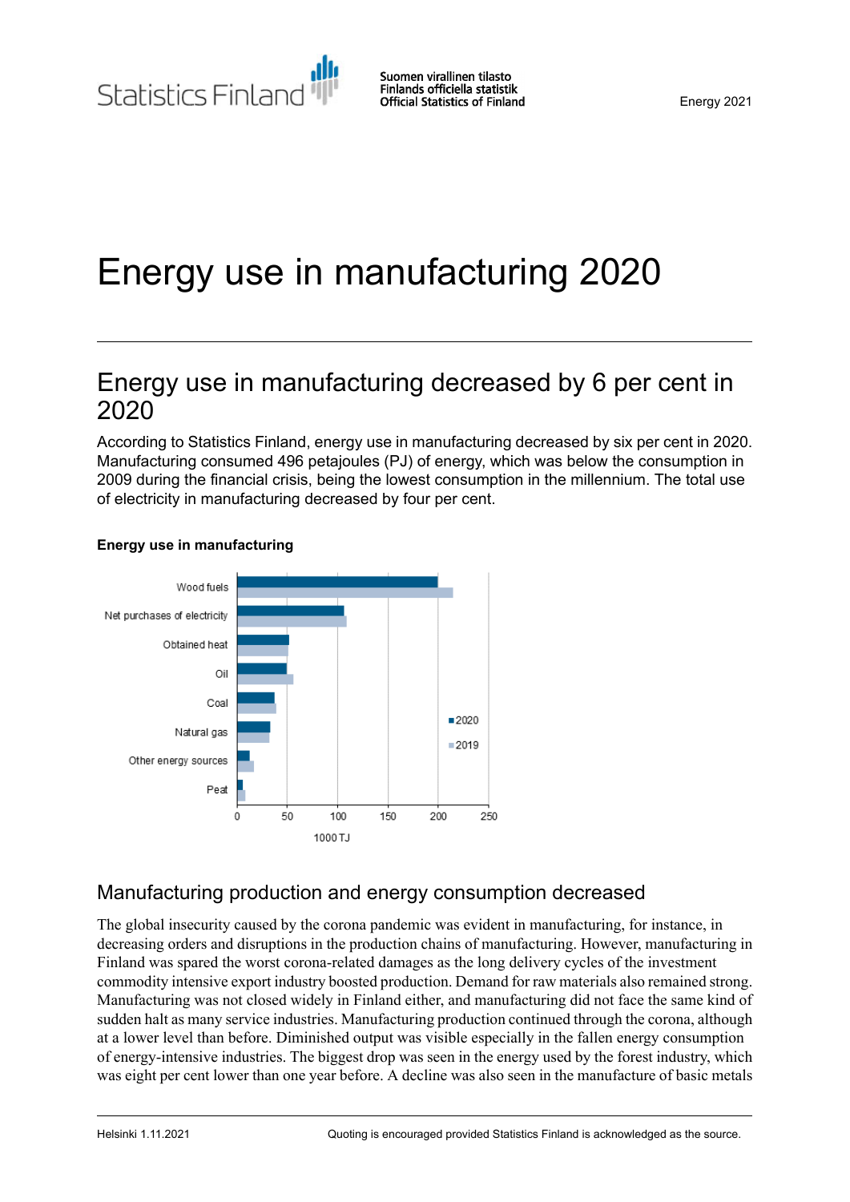# Energy use in manufacturing 2020

## Energy use in manufacturing decreased by 6 per cent in 2020

According to Statistics Finland, energy use in manufacturing decreased by six per cent in 2020. Manufacturing consumed 496 petajoules (PJ) of energy, which was below the consumption in 2009 during the financial crisis, being the lowest consumption in the millennium. The total use of electricity in manufacturing decreased by four per cent.

**Energy use in manufacturing**

## Manufacturing production and energy consumption decreased

The global insecurity caused by the corona pandemic was evident in manufacturing, for instance, in decreasing orders and disruptions in the production chains of manufacturing. However, manufacturing in Finland was spared the worst corona-related damages as the long delivery cycles of the investment commodity intensive export industry boosted production. Demand for raw materials also remained strong. Manufacturing was not closed widely in Finland either, and manufacturing did not face the same kind of sudden halt as many service industries. Manufacturing production continued through the corona, although at a lower level than before. Diminished output was visible especially in the fallen energy consumption of energy-intensive industries. The biggest drop was seen in the energy used by the forest industry, which was eight per cent lower than one year before. A decline was also seen in the manufacture of basic metals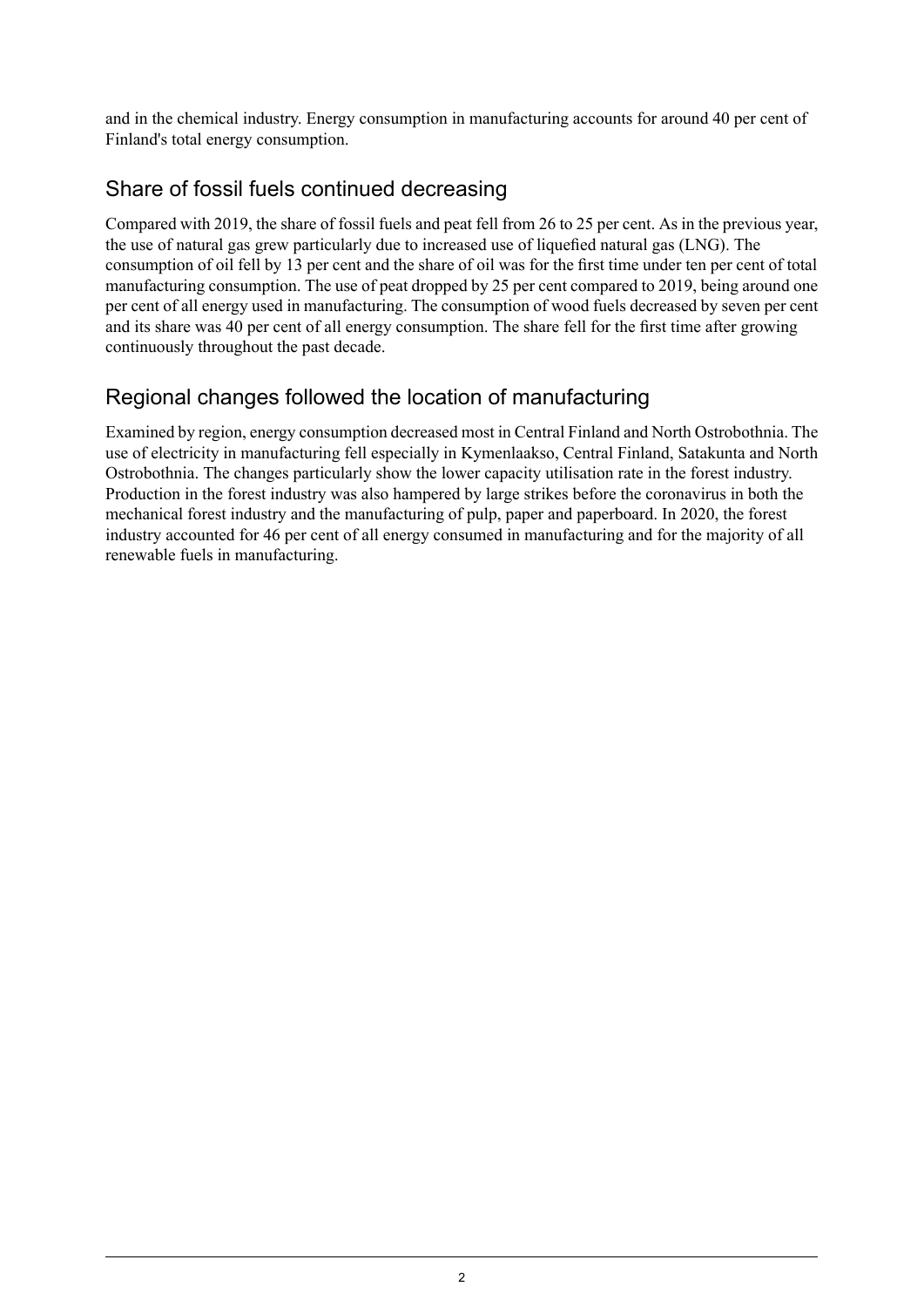and in the chemical industry. Energy consumption in manufacturing accounts for around 40 per cent of Finland's total energy consumption.

## Share of fossil fuels continued decreasing

Compared with 2019, the share of fossil fuels and peat fell from 26 to 25 per cent. As in the previous year, the use of natural gas grew particularly due to increased use of liquefied natural gas (LNG). The consumption of oil fell by 13 per cent and the share of oil was for the first time under ten per cent of total manufacturing consumption. The use of peat dropped by 25 per cent compared to 2019, being around one per cent of all energy used in manufacturing. The consumption of wood fuels decreased by seven per cent and its share was 40 per cent of all energy consumption. The share fell for the first time after growing continuously throughout the past decade.

## Regional changes followed the location of manufacturing

Examined by region, energy consumption decreased most in Central Finland and North Ostrobothnia. The use of electricity in manufacturing fell especially in Kymenlaakso, Central Finland, Satakunta and North Ostrobothnia. The changes particularly show the lower capacity utilisation rate in the forest industry. Production in the forest industry was also hampered by large strikes before the coronavirus in both the mechanical forest industry and the manufacturing of pulp, paper and paperboard. In 2020, the forest industry accounted for 46 per cent of all energy consumed in manufacturing and for the majority of all renewable fuels in manufacturing.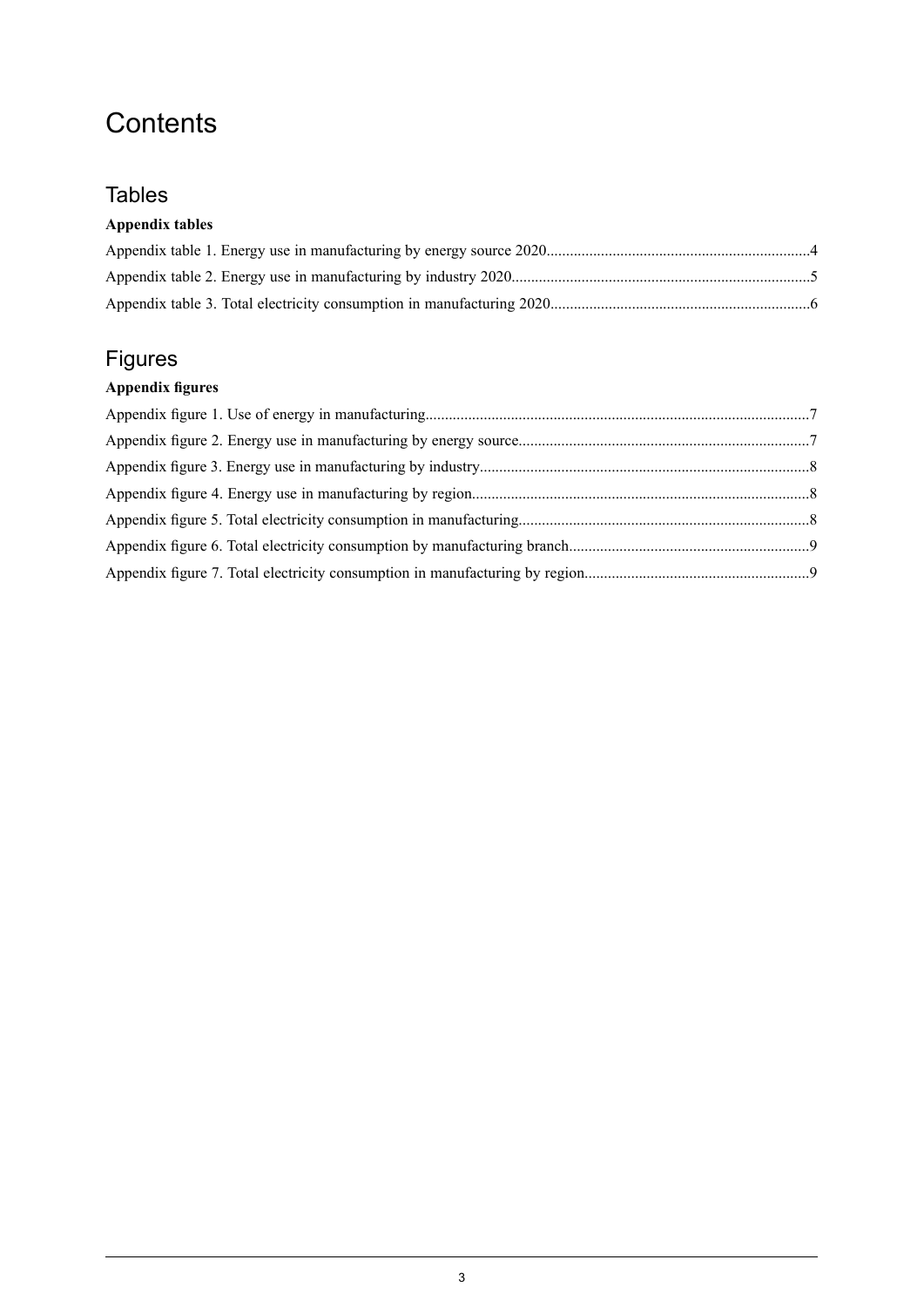# Contents

## Tables

**Appendix tables**

Appendix table 1. Energy use in manufacturing by energy source 2020....................................................................4

Appendix table 2. Energy use in manufacturing by industry 2020............................................................................5

Appendix table 3. Total electricity consumption in manufacturing 2020..................................................................6

## Figures

**Appendix figures**

Appendix figure 1. Use of energy in manufacturing..................................................................................................7

Appendix figure 2. Energy use in manufacturing by energy source..........................................................................7

Appendix figure 3. Energy use in manufacturing by industry....................................................................................8

Appendix figure 4. Energy use in manufacturing by region......................................................................................8

Appendix figure 5. Total electricity consumption in manufacturing..........................................................................8

Appendix figure 6. Total electricity consumption by manufacturing branch.............................................................9

Appendix figure 7. Total electricity consumption in manufacturing by region.........................................................9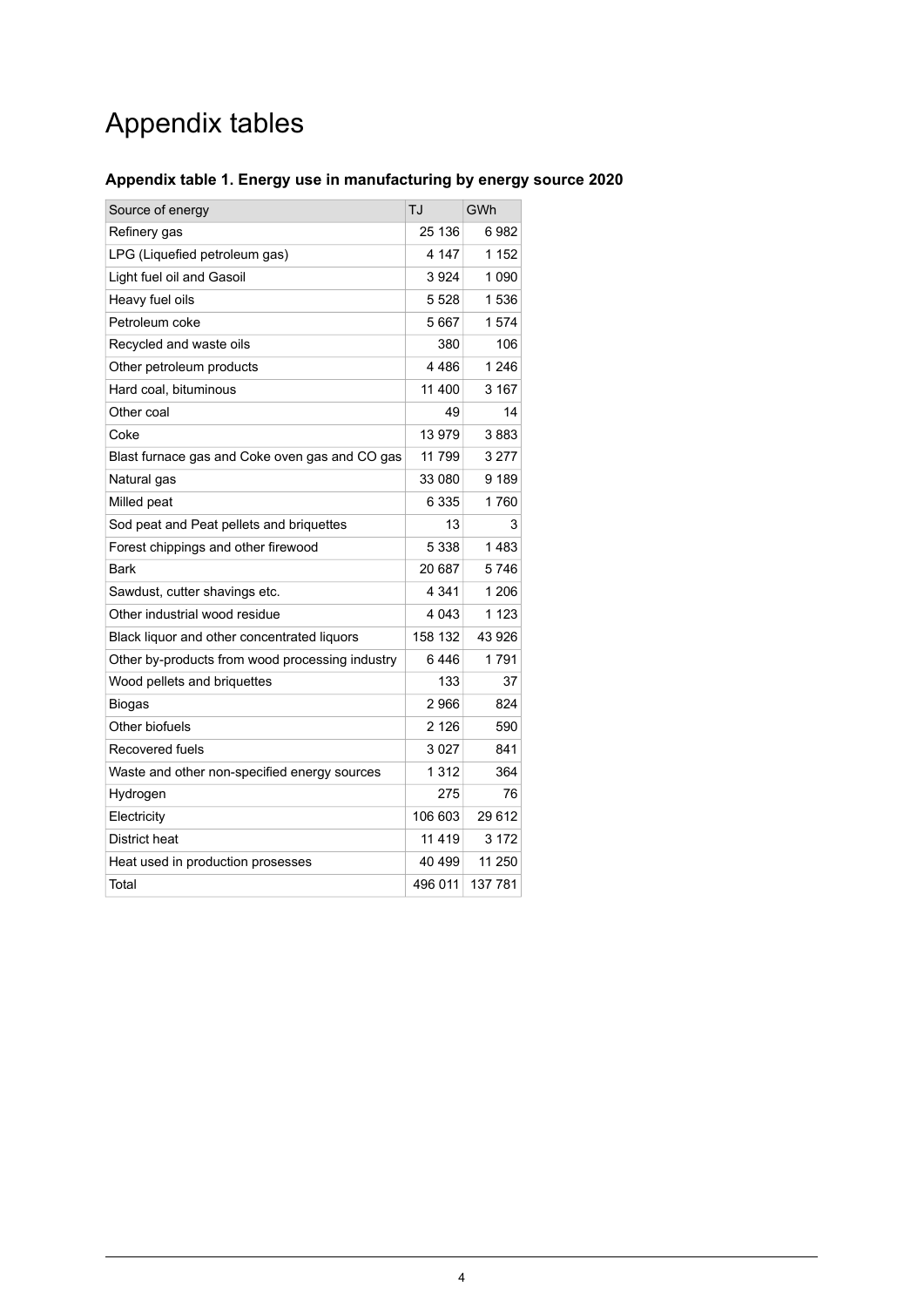# Appendix tables

### Appendix table 1. Energy use in manufacturing by energy source 2020

| Source of energy | TJ | GWh |
|---|---|---|
| Refinery gas | 25 136 | 6 982 |
| LPG (Liquefied petroleum gas) | 4 147 | 1 152 |
| Light fuel oil and Gasoil | 3 924 | 1 090 |
| Heavy fuel oils | 5 528 | 1 536 |
| Petroleum coke | 5 667 | 1 574 |
| Recycled and waste oils | 380 | 106 |
| Other petroleum products | 4 486 | 1 246 |
| Hard coal, bituminous | 11 400 | 3 167 |
| Other coal | 49 | 14 |
| Coke | 13 979 | 3 883 |
| Blast furnace gas and Coke oven gas and CO gas | 11 799 | 3 277 |
| Natural gas | 33 080 | 9 189 |
| Milled peat | 6 335 | 1 760 |
| Sod peat and Peat pellets and briquettes | 13 | 3 |
| Forest chippings and other firewood | 5 338 | 1 483 |
| Bark | 20 687 | 5 746 |
| Sawdust, cutter shavings etc. | 4 341 | 1 206 |
| Other industrial wood residue | 4 043 | 1 123 |
| Black liquor and other concentrated liquors | 158 132 | 43 926 |
| Other by-products from wood processing industry | 6 446 | 1 791 |
| Wood pellets and briquettes | 133 | 37 |
| Biogas | 2 966 | 824 |
| Other biofuels | 2 126 | 590 |
| Recovered fuels | 3 027 | 841 |
| Waste and other non-specified energy sources | 1 312 | 364 |
| Hydrogen | 275 | 76 |
| Electricity | 106 603 | 29 612 |
| District heat | 11 419 | 3 172 |
| Heat used in production prosesses | 40 499 | 11 250 |
| Total | 496 011 | 137 781 |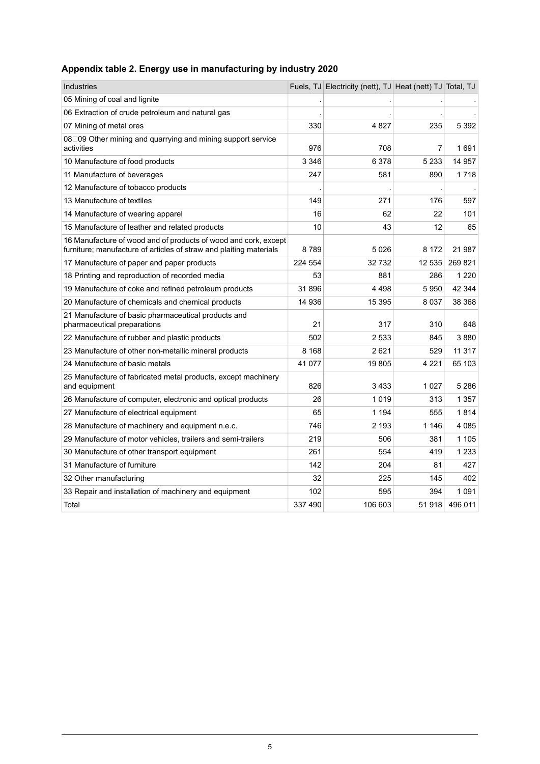### Appendix table 2. Energy use in manufacturing by industry 2020

| Industries | Fuels, TJ | Electricity (nett), TJ | Heat (nett) TJ | Total, TJ |
|---|---|---|---|---|
| 05 Mining of coal and lignite | . | . | . | . |
| 06 Extraction of crude petroleum and natural gas | . | . | . | . |
| 07 Mining of metal ores | 330 | 4 827 | 235 | 5 392 |
| 08□09 Other mining and quarrying and mining support service activities | 976 | 708 | 7 | 1 691 |
| 10 Manufacture of food products | 3 346 | 6 378 | 5 233 | 14 957 |
| 11 Manufacture of beverages | 247 | 581 | 890 | 1 718 |
| 12 Manufacture of tobacco products | . | . | . | . |
| 13 Manufacture of textiles | 149 | 271 | 176 | 597 |
| 14 Manufacture of wearing apparel | 16 | 62 | 22 | 101 |
| 15 Manufacture of leather and related products | 10 | 43 | 12 | 65 |
| 16 Manufacture of wood and of products of wood and cork, except furniture; manufacture of articles of straw and plaiting materials | 8 789 | 5 026 | 8 172 | 21 987 |
| 17 Manufacture of paper and paper products | 224 554 | 32 732 | 12 535 | 269 821 |
| 18 Printing and reproduction of recorded media | 53 | 881 | 286 | 1 220 |
| 19 Manufacture of coke and refined petroleum products | 31 896 | 4 498 | 5 950 | 42 344 |
| 20 Manufacture of chemicals and chemical products | 14 936 | 15 395 | 8 037 | 38 368 |
| 21 Manufacture of basic pharmaceutical products and pharmaceutical preparations | 21 | 317 | 310 | 648 |
| 22 Manufacture of rubber and plastic products | 502 | 2 533 | 845 | 3 880 |
| 23 Manufacture of other non-metallic mineral products | 8 168 | 2 621 | 529 | 11 317 |
| 24 Manufacture of basic metals | 41 077 | 19 805 | 4 221 | 65 103 |
| 25 Manufacture of fabricated metal products, except machinery and equipment | 826 | 3 433 | 1 027 | 5 286 |
| 26 Manufacture of computer, electronic and optical products | 26 | 1 019 | 313 | 1 357 |
| 27 Manufacture of electrical equipment | 65 | 1 194 | 555 | 1 814 |
| 28 Manufacture of machinery and equipment n.e.c. | 746 | 2 193 | 1 146 | 4 085 |
| 29 Manufacture of motor vehicles, trailers and semi-trailers | 219 | 506 | 381 | 1 105 |
| 30 Manufacture of other transport equipment | 261 | 554 | 419 | 1 233 |
| 31 Manufacture of furniture | 142 | 204 | 81 | 427 |
| 32 Other manufacturing | 32 | 225 | 145 | 402 |
| 33 Repair and installation of machinery and equipment | 102 | 595 | 394 | 1 091 |
| Total | 337 490 | 106 603 | 51 918 | 496 011 |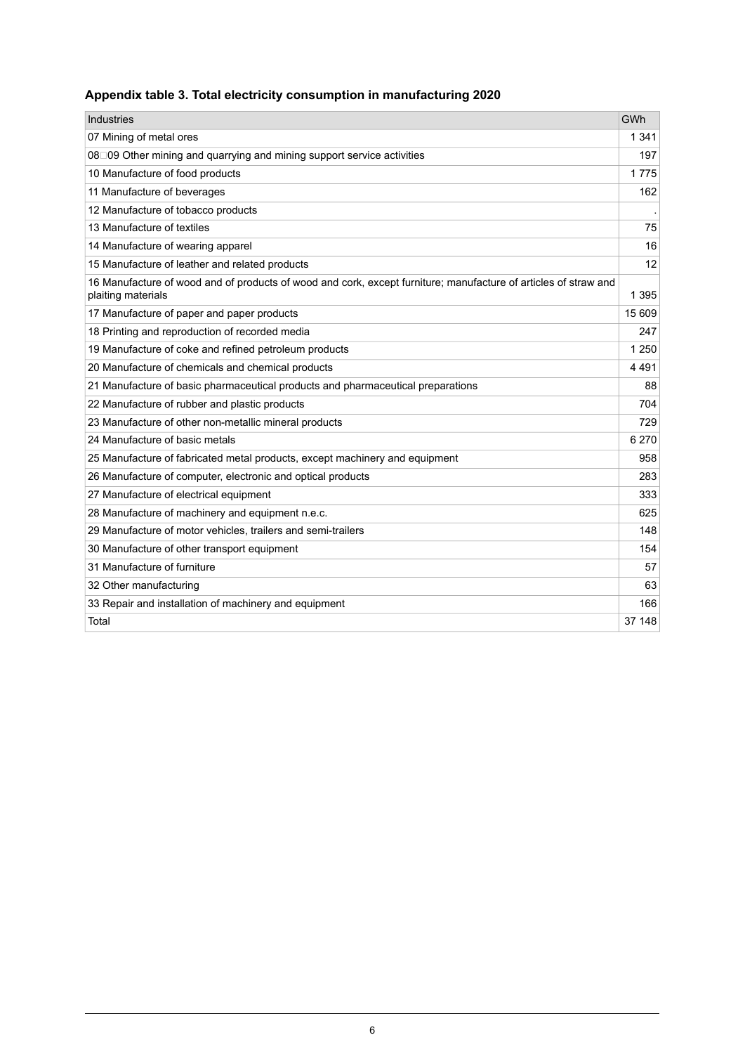### Appendix table 3. Total electricity consumption in manufacturing 2020

| Industries | GWh |
| --- | --- |
| 07 Mining of metal ores | 1 341 |
| 08–09 Other mining and quarrying and mining support service activities | 197 |
| 10 Manufacture of food products | 1 775 |
| 11 Manufacture of beverages | 162 |
| 12 Manufacture of tobacco products | . |
| 13 Manufacture of textiles | 75 |
| 14 Manufacture of wearing apparel | 16 |
| 15 Manufacture of leather and related products | 12 |
| 16 Manufacture of wood and of products of wood and cork, except furniture; manufacture of articles of straw and plaiting materials | 1 395 |
| 17 Manufacture of paper and paper products | 15 609 |
| 18 Printing and reproduction of recorded media | 247 |
| 19 Manufacture of coke and refined petroleum products | 1 250 |
| 20 Manufacture of chemicals and chemical products | 4 491 |
| 21 Manufacture of basic pharmaceutical products and pharmaceutical preparations | 88 |
| 22 Manufacture of rubber and plastic products | 704 |
| 23 Manufacture of other non-metallic mineral products | 729 |
| 24 Manufacture of basic metals | 6 270 |
| 25 Manufacture of fabricated metal products, except machinery and equipment | 958 |
| 26 Manufacture of computer, electronic and optical products | 283 |
| 27 Manufacture of electrical equipment | 333 |
| 28 Manufacture of machinery and equipment n.e.c. | 625 |
| 29 Manufacture of motor vehicles, trailers and semi-trailers | 148 |
| 30 Manufacture of other transport equipment | 154 |
| 31 Manufacture of furniture | 57 |
| 32 Other manufacturing | 63 |
| 33 Repair and installation of machinery and equipment | 166 |
| Total | 37 148 |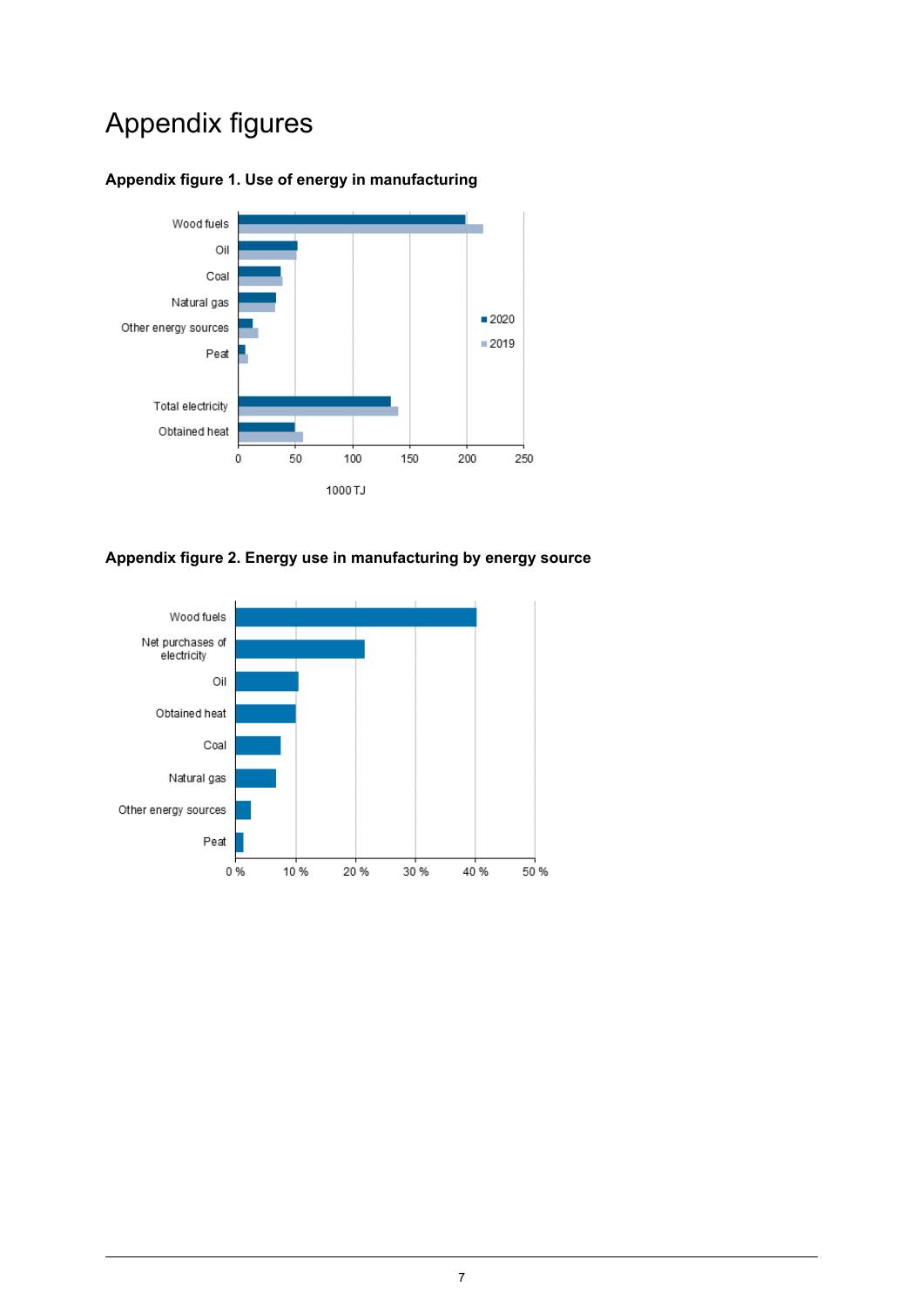# Appendix figures

**Appendix figure 1. Use of energy in manufacturing**

**Appendix figure 2. Energy use in manufacturing by energy source**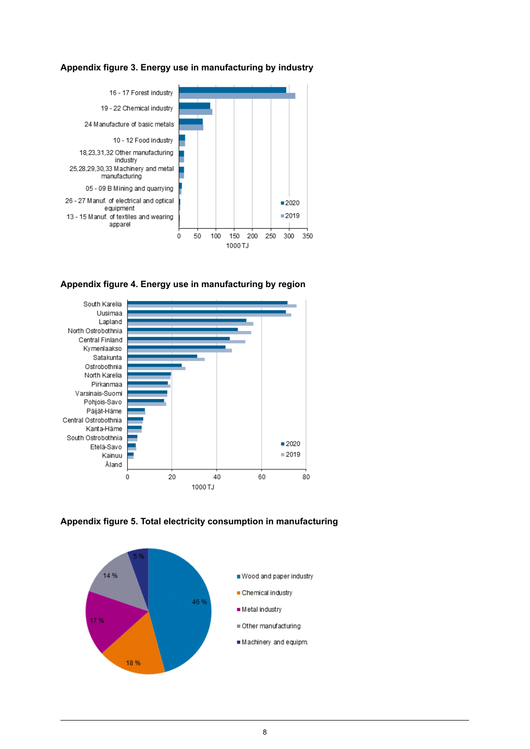### Appendix figure 3. Energy use in manufacturing by industry

16 - 17 Forest industry
19 - 22 Chemical industry
24 Manufacture of basic metals
10 - 12 Food industry
18,23,31,32 Other manufacturing industry
25,28,29,30,33 Machinery and metal manufacturing
05 - 09 B Mining and quarrying
26 - 27 Manuf. of electrical and optical equipment
13 - 15 Manuf. of textiles and wearing apparel

0 50 100 150 200 250 300 350
1000 TJ

2020
2019

### Appendix figure 4. Energy use in manufacturing by region

South Karelia
Uusimaa
Lapland
North Ostrobothnia
Central Finland
Kymenlaakso
Satakunta
Ostrobothnia
North Karelia
Pirkanmaa
Varsinais-Suomi
Pohjois-Savo
Päijät-Häme
Central Ostrobothnia
Kanta-Häme
South Ostrobothnia
Etelä-Savo
Kainuu
Åland

0 20 40 60 80
1000 TJ

2020
2019

### Appendix figure 5. Total electricity consumption in manufacturing

- Wood and paper industry: 46 %
- Chemical industry: 18 %
- Metal industry: 17 %
- Other manufacturing: 14 %
- Machinery and equipm.: 5 %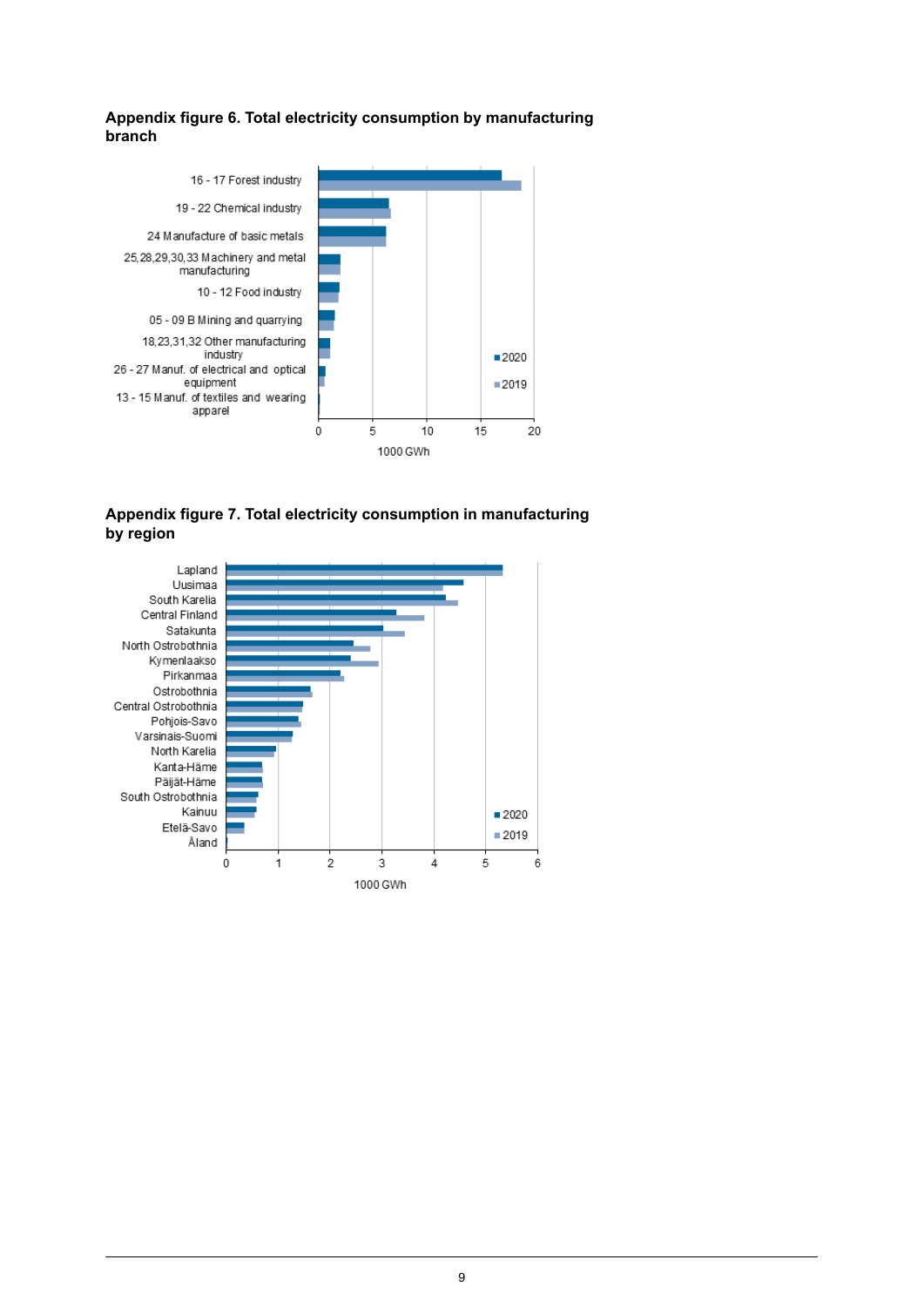**Appendix figure 6. Total electricity consumption by manufacturing branch**

16 - 17 Forest industry

19 - 22 Chemical industry

24 Manufacture of basic metals

25,28,29,30,33 Machinery and metal manufacturing

10 - 12 Food industry

05 - 09 B Mining and quarrying

18,23,31,32 Other manufacturing industry

26 - 27 Manuf. of electrical and optical equipment

13 - 15 Manuf. of textiles and wearing apparel

0 5 10 15 20

1000 GWh

■ 2020

■ 2019

**Appendix figure 7. Total electricity consumption in manufacturing by region**

Lapland

Uusimaa

South Karelia

Central Finland

Satakunta

North Ostrobothnia

Kymenlaakso

Pirkanmaa

Ostrobothnia

Central Ostrobothnia

Pohjois-Savo

Varsinais-Suomi

North Karelia

Kanta-Häme

Päijät-Häme

South Ostrobothnia

Kainuu

Etelä-Savo

Åland

0 1 2 3 4 5 6

1000 GWh

■ 2020

■ 2019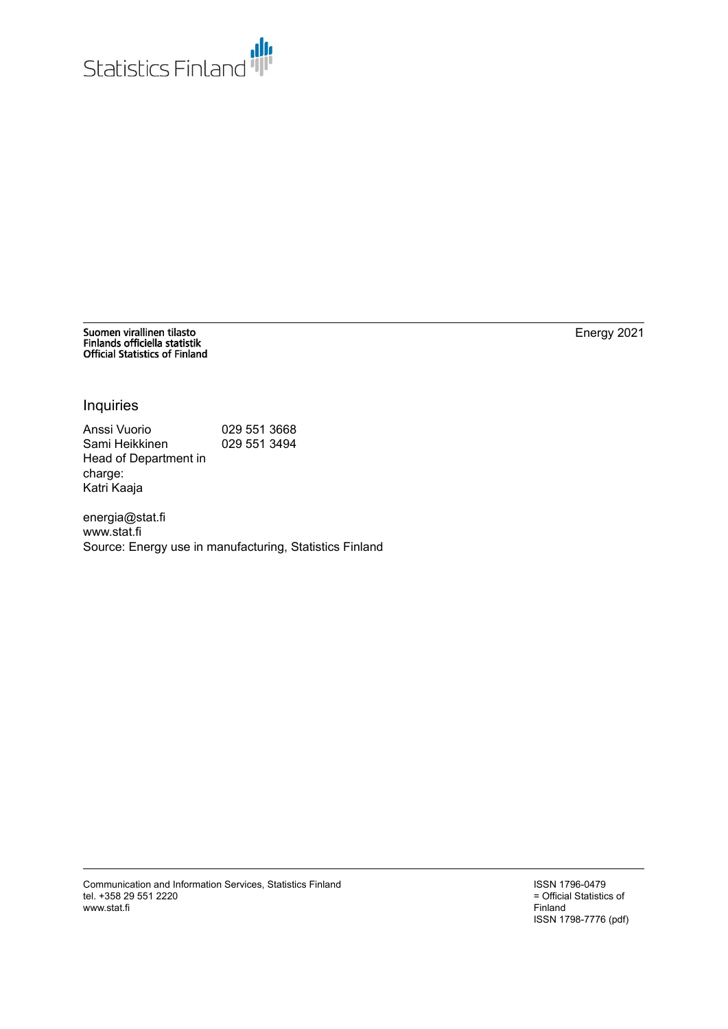Statistics Finland

Suomen virallinen tilasto
Finlands officiella statistik
Official Statistics of Finland

Energy 2021

## Inquiries

| | |
|---|---|
| Anssi Vuorio | 029 551 3668 |
| Sami Heikkinen | 029 551 3494 |
| Head of Department in charge: | |
| Katri Kaaja | |

energia@stat.fi
www.stat.fi
Source: Energy use in manufacturing, Statistics Finland

Communication and Information Services, Statistics Finland
tel. +358 29 551 2220
www.stat.fi

ISSN 1796-0479
= Official Statistics of Finland
ISSN 1798-7776 (pdf)